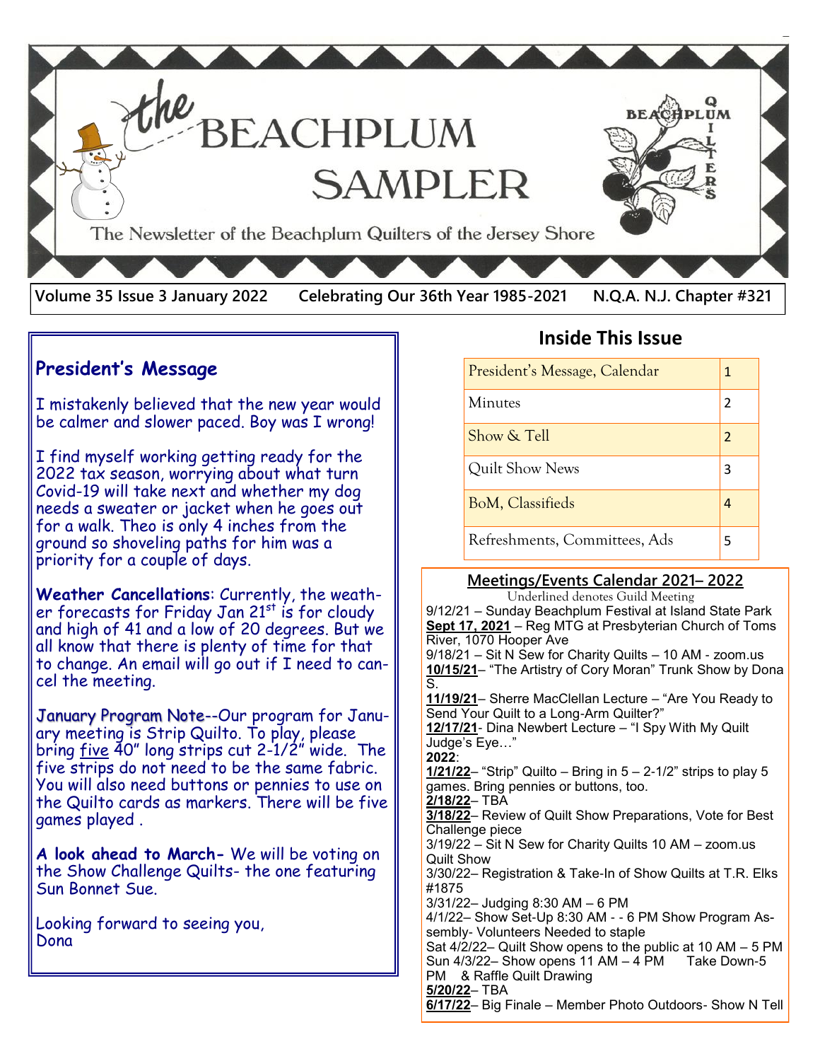# the BEACHPLUM SAMPLER

The Newsletter of the Beachplum Quilters of the Jersey Shore

**Volume 35 Issue 3 January 2022 | Celebrating Our 36th Year 1985-2021 | N.Q.A. N.J. Chapter #321**

## President's Message

I mistakenly believed that the new year would be calmer and slower paced. Boy was I wrong!

I find myself working getting ready for the 2022 tax season, worrying about what turn Covid-19 will take next and whether my dog needs a sweater or jacket when he goes out for a walk. Theo is only 4 inches from the ground so shoveling paths for him was a priority for a couple of days.

**Weather Cancellations**: Currently, the weather forecasts for Friday Jan 21st is for cloudy and high of 41 and a low of 20 degrees. But we all know that there is plenty of time for that to change. An email will go out if I need to cancel the meeting.

January Program Note--Our program for January meeting is Strip Quilto. To play, please bring five 40" long strips cut 2-1/2" wide. The five strips do not need to be the same fabric. You will also need buttons or pennies to use on the Quilto cards as markers. There will be five games played .

**A look ahead to March-** We will be voting on the Show Challenge Quilts- the one featuring Sun Bonnet Sue.

Looking forward to seeing you,
Dona

## Inside This Issue

| | |
|---|---|
| President's Message, Calendar | 1 |
| Minutes | 2 |
| Show & Tell | 2 |
| Quilt Show News | 3 |
| BoM, Classifieds | 4 |
| Refreshments, Committees, Ads | 5 |

## Meetings/Events Calendar 2021– 2022

Underlined denotes Guild Meeting

9/12/21 – Sunday Beachplum Festival at Island State Park
**Sept 17, 2021** – Reg MTG at Presbyterian Church of Toms River, 1070 Hooper Ave
9/18/21 – Sit N Sew for Charity Quilts – 10 AM - zoom.us
**10/15/21**– "The Artistry of Cory Moran" Trunk Show by Dona S.
**11/19/21**– Sherre MacClellan Lecture – "Are You Ready to Send Your Quilt to a Long-Arm Quilter?"
**12/17/21**- Dina Newbert Lecture – "I Spy With My Quilt Judge's Eye…"
**2022**:
**1/21/22**– "Strip" Quilto – Bring in 5 – 2-1/2" strips to play 5 games. Bring pennies or buttons, too.
**2/18/22**– TBA
**3/18/22**– Review of Quilt Show Preparations, Vote for Best Challenge piece
3/19/22 – Sit N Sew for Charity Quilts 10 AM – zoom.us
Quilt Show
3/30/22– Registration & Take-In of Show Quilts at T.R. Elks #1875
3/31/22– Judging 8:30 AM – 6 PM
4/1/22– Show Set-Up 8:30 AM - - 6 PM Show Program Assembly- Volunteers Needed to staple
Sat 4/2/22– Quilt Show opens to the public at 10 AM – 5 PM
Sun 4/3/22– Show opens 11 AM – 4 PM Take Down-5 PM & Raffle Quilt Drawing
**5/20/22**– TBA
**6/17/22**– Big Finale – Member Photo Outdoors- Show N Tell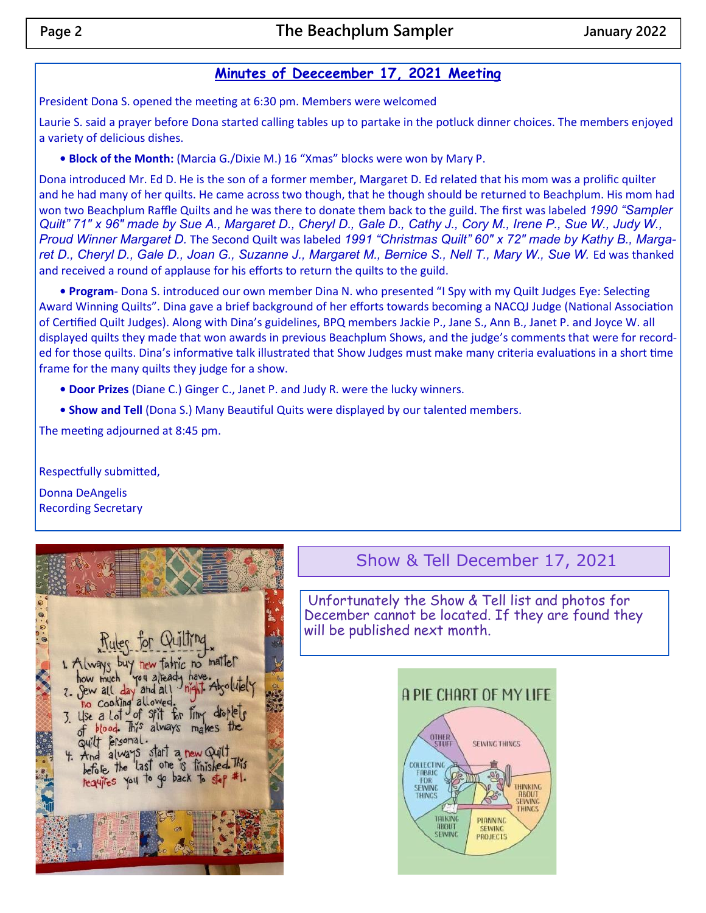## Minutes of Deecember 17, 2021 Meeting

President Dona S. opened the meeting at 6:30 pm. Members were welcomed

Laurie S. said a prayer before Dona started calling tables up to partake in the potluck dinner choices. The members enjoyed a variety of delicious dishes.

- **Block of the Month:** (Marcia G./Dixie M.) 16 "Xmas" blocks were won by Mary P.

Dona introduced Mr. Ed D. He is the son of a former member, Margaret D. Ed related that his mom was a prolific quilter and he had many of her quilts. He came across two though, that he though should be returned to Beachplum. His mom had won two Beachplum Raffle Quilts and he was there to donate them back to the guild. The first was labeled *1990 "Sampler Quilt" 71" x 96" made by Sue A., Margaret D., Cheryl D., Gale D., Cathy J., Cory M., Irene P., Sue W., Judy W., Proud Winner Margaret D.* The Second Quilt was labeled *1991 "Christmas Quilt" 60" x 72" made by Kathy B., Margaret D., Cheryl D., Gale D., Joan G., Suzanne J., Margaret M., Bernice S., Nell T., Mary W., Sue W.* Ed was thanked and received a round of applause for his efforts to return the quilts to the guild.

- **Program**- Dona S. introduced our own member Dina N. who presented "I Spy with my Quilt Judges Eye: Selecting Award Winning Quilts". Dina gave a brief background of her efforts towards becoming a NACQJ Judge (National Association of Certified Quilt Judges). Along with Dina's guidelines, BPQ members Jackie P., Jane S., Ann B., Janet P. and Joyce W. all displayed quilts they made that won awards in previous Beachplum Shows, and the judge's comments that were for recorded for those quilts. Dina's informative talk illustrated that Show Judges must make many criteria evaluations in a short time frame for the many quilts they judge for a show.

- **Door Prizes** (Diane C.) Ginger C., Janet P. and Judy R. were the lucky winners.

- **Show and Tell** (Dona S.) Many Beautiful Quits were displayed by our talented members.

The meeting adjourned at 8:45 pm.

Respectfully submitted,

Donna DeAngelis  
Recording Secretary

Rules for Quilting

1. Always buy new fabric no matter how much you already have.
2. Sew all day and all night. Absolutely no cooking allowed.
3. Use a lot of spit for tiny droplets of blood. This always makes the quilt personal.
4. And always start a new quilt before the last one is finished. This requires you to go back to step #1.

## Show & Tell December 17, 2021

Unfortunately the Show & Tell list and photos for December cannot be located. If they are found they will be published next month.

A PIE CHART OF MY LIFE

SEWING THINGS · THINKING ABOUT SEWING THINGS · PLANNING SEWING PROJECTS · TALKING ABOUT SEWING · COLLECTING FABRIC FOR SEWING THINGS · OTHER STUFF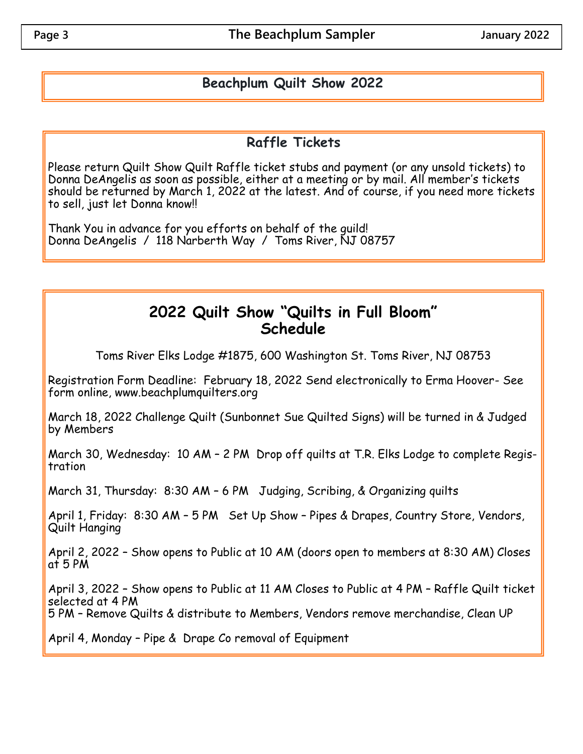# Beachplum Quilt Show 2022

## Raffle Tickets

Please return Quilt Show Quilt Raffle ticket stubs and payment (or any unsold tickets) to Donna DeAngelis as soon as possible, either at a meeting or by mail. All member's tickets should be returned by March 1, 2022 at the latest. And of course, if you need more tickets to sell, just let Donna know!!

Thank You in advance for you efforts on behalf of the guild!
Donna DeAngelis / 118 Narberth Way / Toms River, NJ 08757

## 2022 Quilt Show "Quilts in Full Bloom" Schedule

Toms River Elks Lodge #1875, 600 Washington St. Toms River, NJ 08753

Registration Form Deadline: February 18, 2022 Send electronically to Erma Hoover- See form online, www.beachplumquilters.org

March 18, 2022 Challenge Quilt (Sunbonnet Sue Quilted Signs) will be turned in & Judged by Members

March 30, Wednesday: 10 AM – 2 PM Drop off quilts at T.R. Elks Lodge to complete Registration

March 31, Thursday: 8:30 AM – 6 PM Judging, Scribing, & Organizing quilts

April 1, Friday: 8:30 AM – 5 PM Set Up Show – Pipes & Drapes, Country Store, Vendors, Quilt Hanging

April 2, 2022 – Show opens to Public at 10 AM (doors open to members at 8:30 AM) Closes at 5 PM

April 3, 2022 – Show opens to Public at 11 AM Closes to Public at 4 PM – Raffle Quilt ticket selected at 4 PM
5 PM – Remove Quilts & distribute to Members, Vendors remove merchandise, Clean UP

April 4, Monday – Pipe & Drape Co removal of Equipment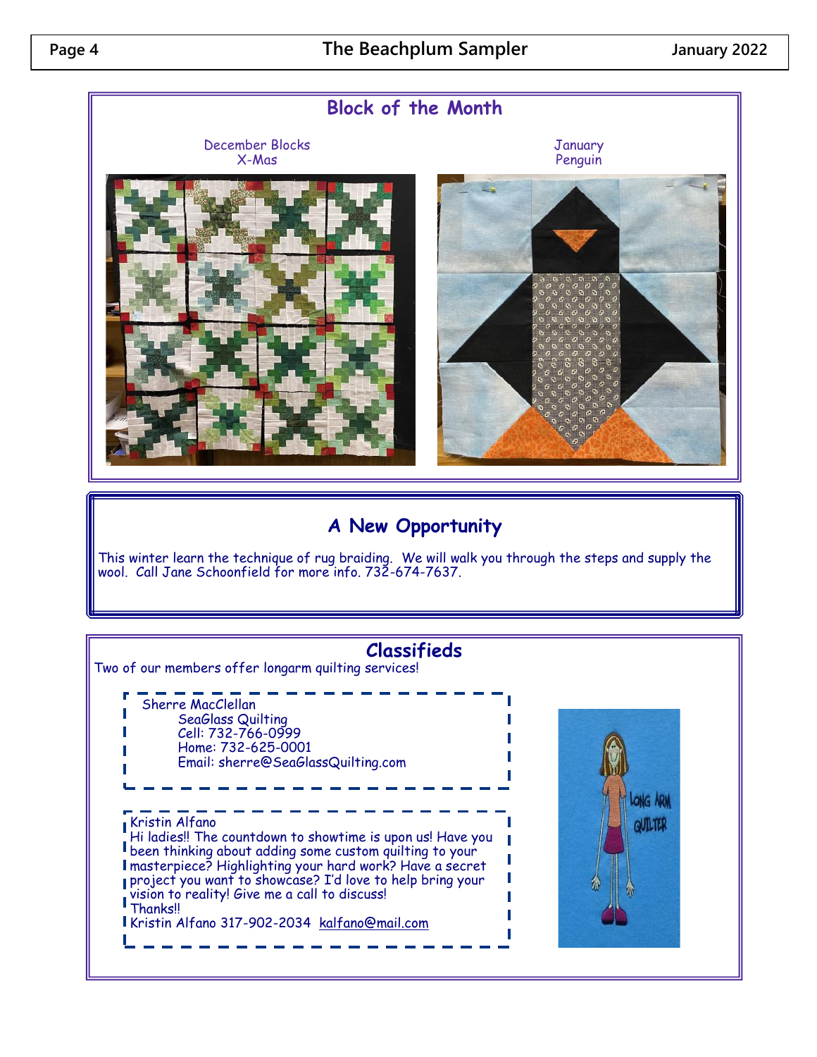## Block of the Month

December Blocks
X-Mas

January
Penguin

## A New Opportunity

This winter learn the technique of rug braiding. We will walk you through the steps and supply the wool. Call Jane Schoonfield for more info. 732-674-7637.

## Classifieds

Two of our members offer longarm quilting services!

Sherre MacClellan
SeaGlass Quilting
Cell: 732-766-0999
Home: 732-625-0001
Email: sherre@SeaGlassQuilting.com

Kristin Alfano
Hi ladies!! The countdown to showtime is upon us! Have you been thinking about adding some custom quilting to your masterpiece? Highlighting your hard work? Have a secret project you want to showcase? I'd love to help bring your vision to reality! Give me a call to discuss!
Thanks!!
Kristin Alfano 317-902-2034 kalfano@mail.com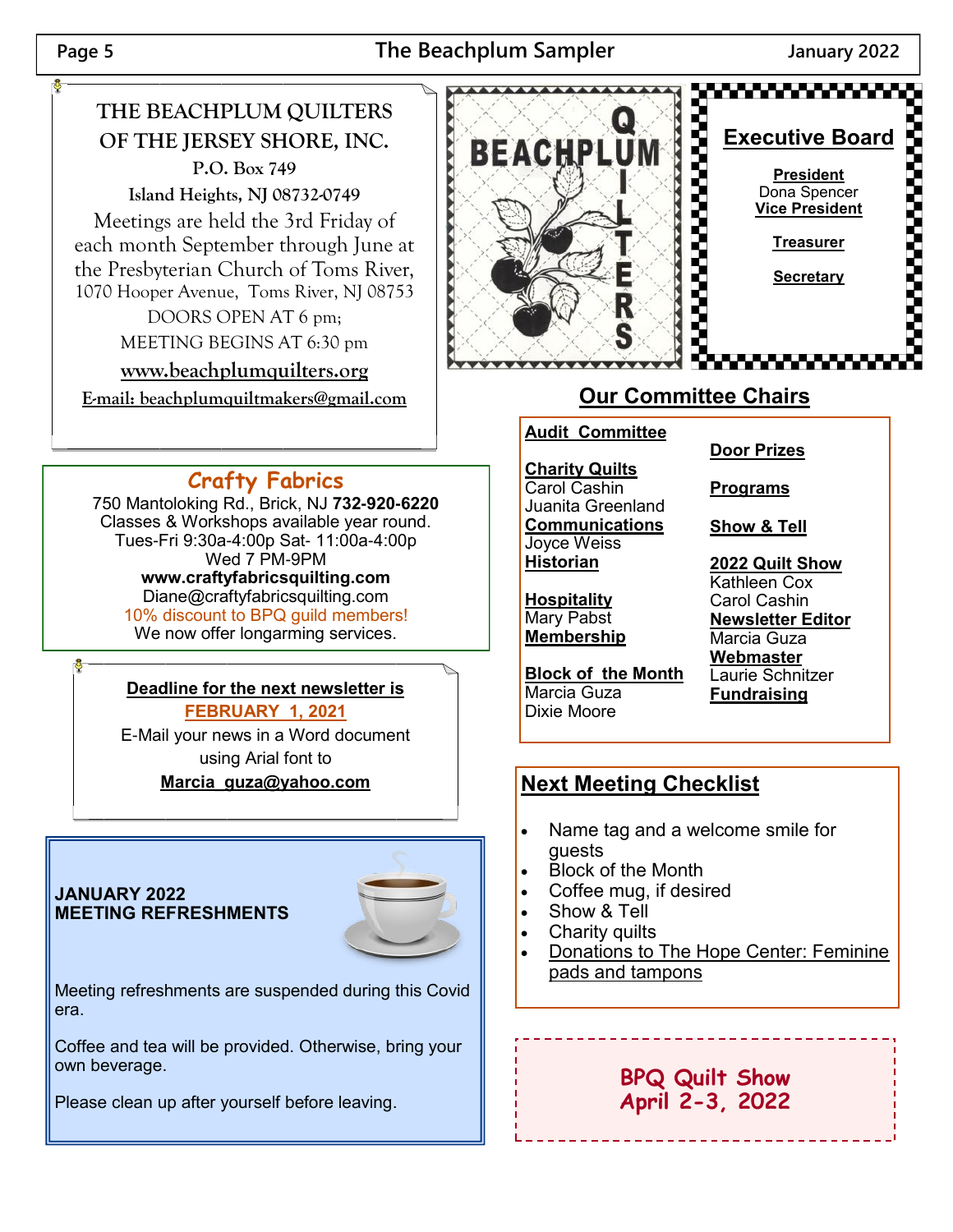**THE BEACHPLUM QUILTERS OF THE JERSEY SHORE, INC.**

**P.O. Box 749**

**Island Heights, NJ 08732-0749**

Meetings are held the 3rd Friday of each month September through June at the Presbyterian Church of Toms River, 1070 Hooper Avenue, Toms River, NJ 08753

DOORS OPEN AT 6 pm;

MEETING BEGINS AT 6:30 pm

**www.beachplumquilters.org**

**E-mail: beachplumquiltmakers@gmail.com**

## Crafty Fabrics

750 Mantoloking Rd., Brick, NJ **732-920-6220**
Classes & Workshops available year round.
Tues-Fri 9:30a-4:00p Sat- 11:00a-4:00p
Wed 7 PM-9PM
**www.craftyfabricsquilting.com**
Diane@craftyfabricsquilting.com
10% discount to BPQ guild members!
We now offer longarming services.

**Deadline for the next newsletter is**

**FEBRUARY 1, 2021**

E-Mail your news in a Word document using Arial font to

**Marcia_guza@yahoo.com**

**JANUARY 2022 MEETING REFRESHMENTS**

Meeting refreshments are suspended during this Covid era.

Coffee and tea will be provided. Otherwise, bring your own beverage.

Please clean up after yourself before leaving.

BEACHPLUM QUILTERS

## Executive Board

**President**
Dona Spencer

**Vice President**

**Treasurer**

**Secretary**

## Our Committee Chairs

**Audit Committee**

**Charity Quilts**
Carol Cashin
Juanita Greenland

**Communications**
Joyce Weiss

**Historian**

**Hospitality**
Mary Pabst

**Membership**

**Block of the Month**
Marcia Guza
Dixie Moore

**Door Prizes**

**Programs**

**Show & Tell**

**2022 Quilt Show**
Kathleen Cox
Carol Cashin

**Newsletter Editor**
Marcia Guza

**Webmaster**
Laurie Schnitzer

**Fundraising**

## Next Meeting Checklist

- Name tag and a welcome smile for guests
- Block of the Month
- Coffee mug, if desired
- Show & Tell
- Charity quilts
- Donations to The Hope Center: Feminine pads and tampons

**BPQ Quilt Show**
**April 2-3, 2022**